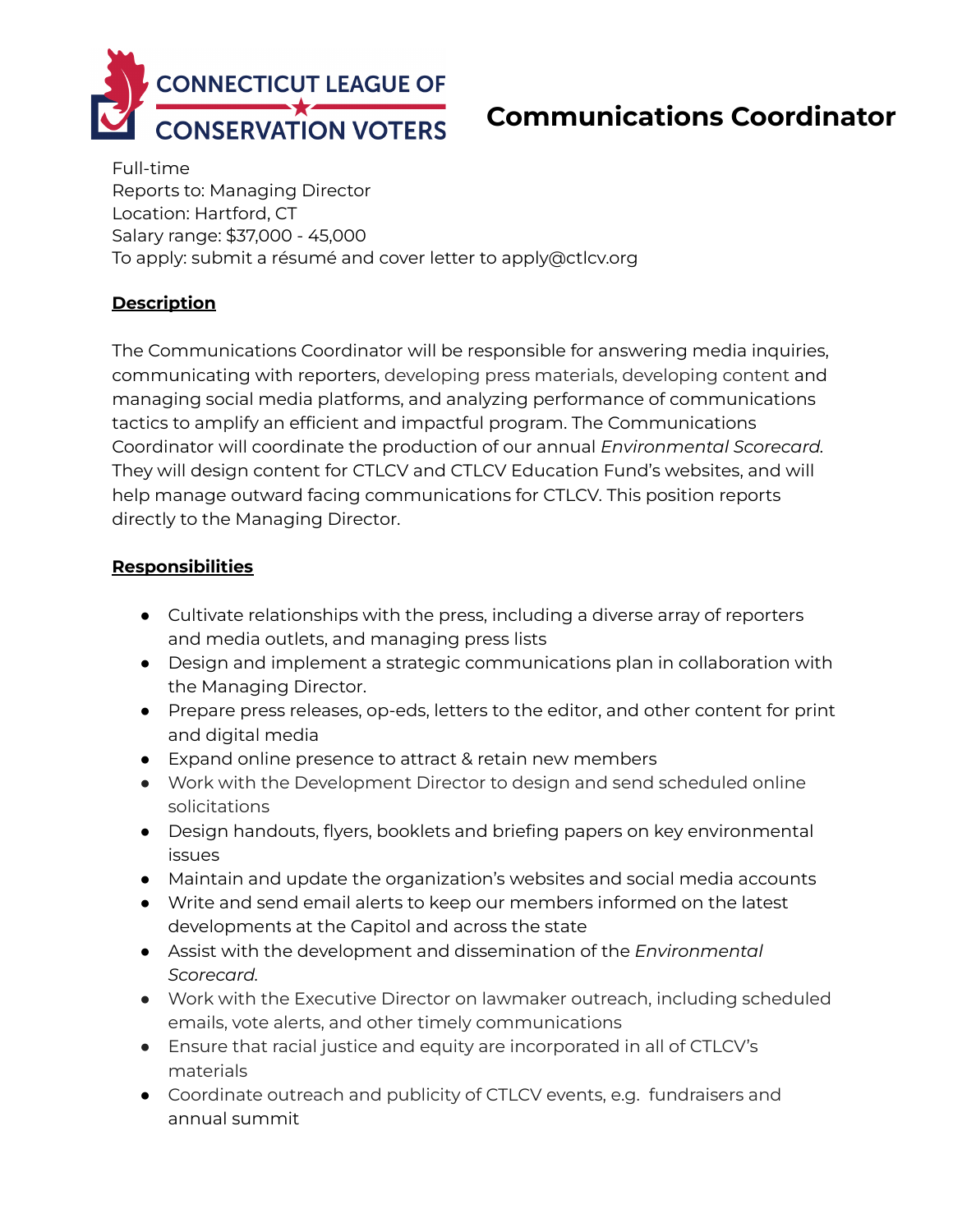CONNECTICUT LEAGUE OF CONSERVATION VOTERS

# Communications Coordinator

Full-time
Reports to: Managing Director
Location: Hartford, CT
Salary range: $37,000 - 45,000
To apply: submit a résumé and cover letter to apply@ctlcv.org

## Description

The Communications Coordinator will be responsible for answering media inquiries, communicating with reporters, developing press materials, developing content and managing social media platforms, and analyzing performance of communications tactics to amplify an efficient and impactful program. The Communications Coordinator will coordinate the production of our annual *Environmental Scorecard*. They will design content for CTLCV and CTLCV Education Fund's websites, and will help manage outward facing communications for CTLCV. This position reports directly to the Managing Director.

## Responsibilities

- Cultivate relationships with the press, including a diverse array of reporters and media outlets, and managing press lists
- Design and implement a strategic communications plan in collaboration with the Managing Director.
- Prepare press releases, op-eds, letters to the editor, and other content for print and digital media
- Expand online presence to attract & retain new members
- Work with the Development Director to design and send scheduled online solicitations
- Design handouts, flyers, booklets and briefing papers on key environmental issues
- Maintain and update the organization's websites and social media accounts
- Write and send email alerts to keep our members informed on the latest developments at the Capitol and across the state
- Assist with the development and dissemination of the *Environmental Scorecard.*
- Work with the Executive Director on lawmaker outreach, including scheduled emails, vote alerts, and other timely communications
- Ensure that racial justice and equity are incorporated in all of CTLCV's materials
- Coordinate outreach and publicity of CTLCV events, e.g. fundraisers and annual summit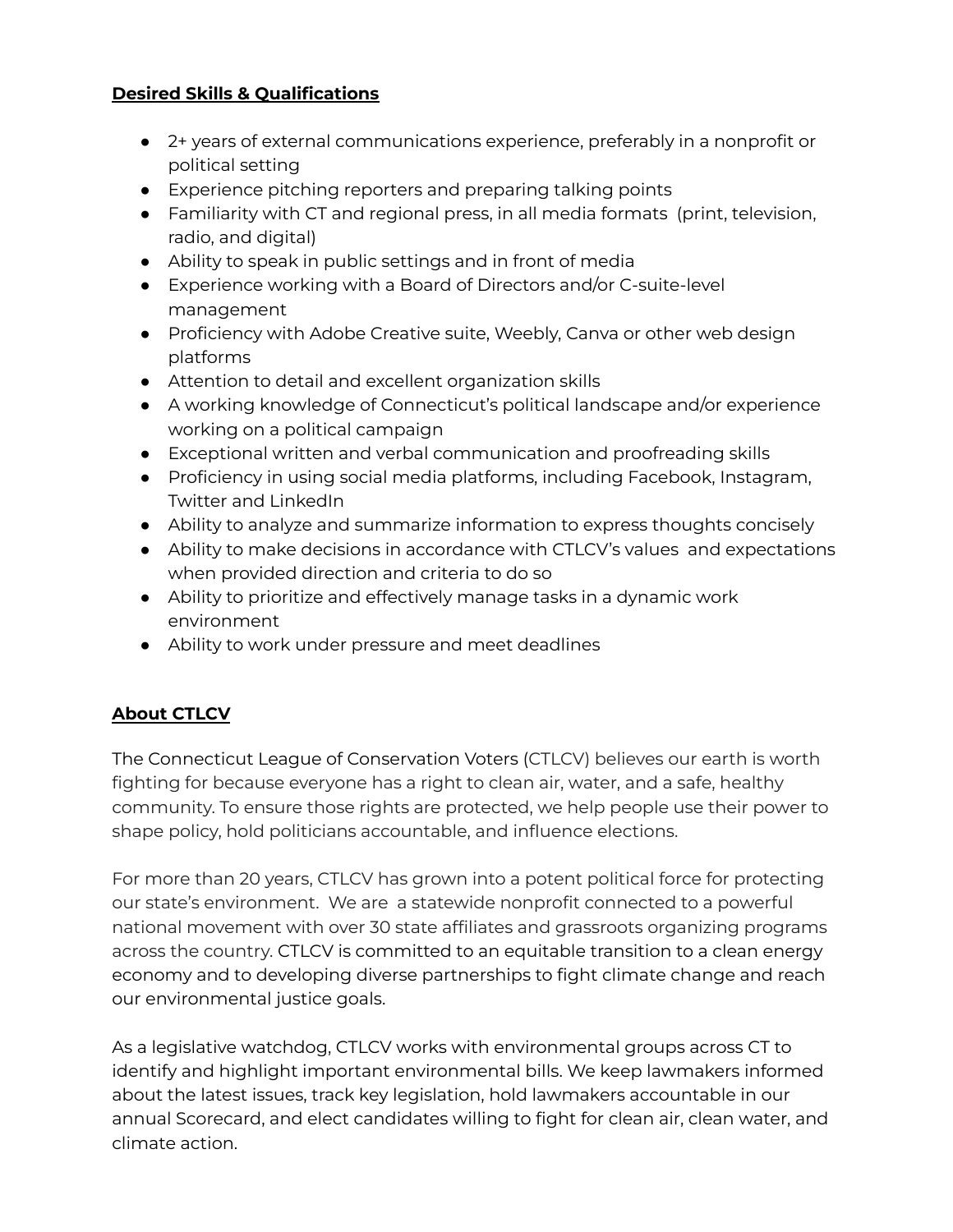**Desired Skills & Qualifications**

- 2+ years of external communications experience, preferably in a nonprofit or political setting
- Experience pitching reporters and preparing talking points
- Familiarity with CT and regional press, in all media formats (print, television, radio, and digital)
- Ability to speak in public settings and in front of media
- Experience working with a Board of Directors and/or C-suite-level management
- Proficiency with Adobe Creative suite, Weebly, Canva or other web design platforms
- Attention to detail and excellent organization skills
- A working knowledge of Connecticut's political landscape and/or experience working on a political campaign
- Exceptional written and verbal communication and proofreading skills
- Proficiency in using social media platforms, including Facebook, Instagram, Twitter and LinkedIn
- Ability to analyze and summarize information to express thoughts concisely
- Ability to make decisions in accordance with CTLCV's values and expectations when provided direction and criteria to do so
- Ability to prioritize and effectively manage tasks in a dynamic work environment
- Ability to work under pressure and meet deadlines

**About CTLCV**

The Connecticut League of Conservation Voters (CTLCV) believes our earth is worth fighting for because everyone has a right to clean air, water, and a safe, healthy community. To ensure those rights are protected, we help people use their power to shape policy, hold politicians accountable, and influence elections.

For more than 20 years, CTLCV has grown into a potent political force for protecting our state's environment. We are a statewide nonprofit connected to a powerful national movement with over 30 state affiliates and grassroots organizing programs across the country. CTLCV is committed to an equitable transition to a clean energy economy and to developing diverse partnerships to fight climate change and reach our environmental justice goals.

As a legislative watchdog, CTLCV works with environmental groups across CT to identify and highlight important environmental bills. We keep lawmakers informed about the latest issues, track key legislation, hold lawmakers accountable in our annual Scorecard, and elect candidates willing to fight for clean air, clean water, and climate action.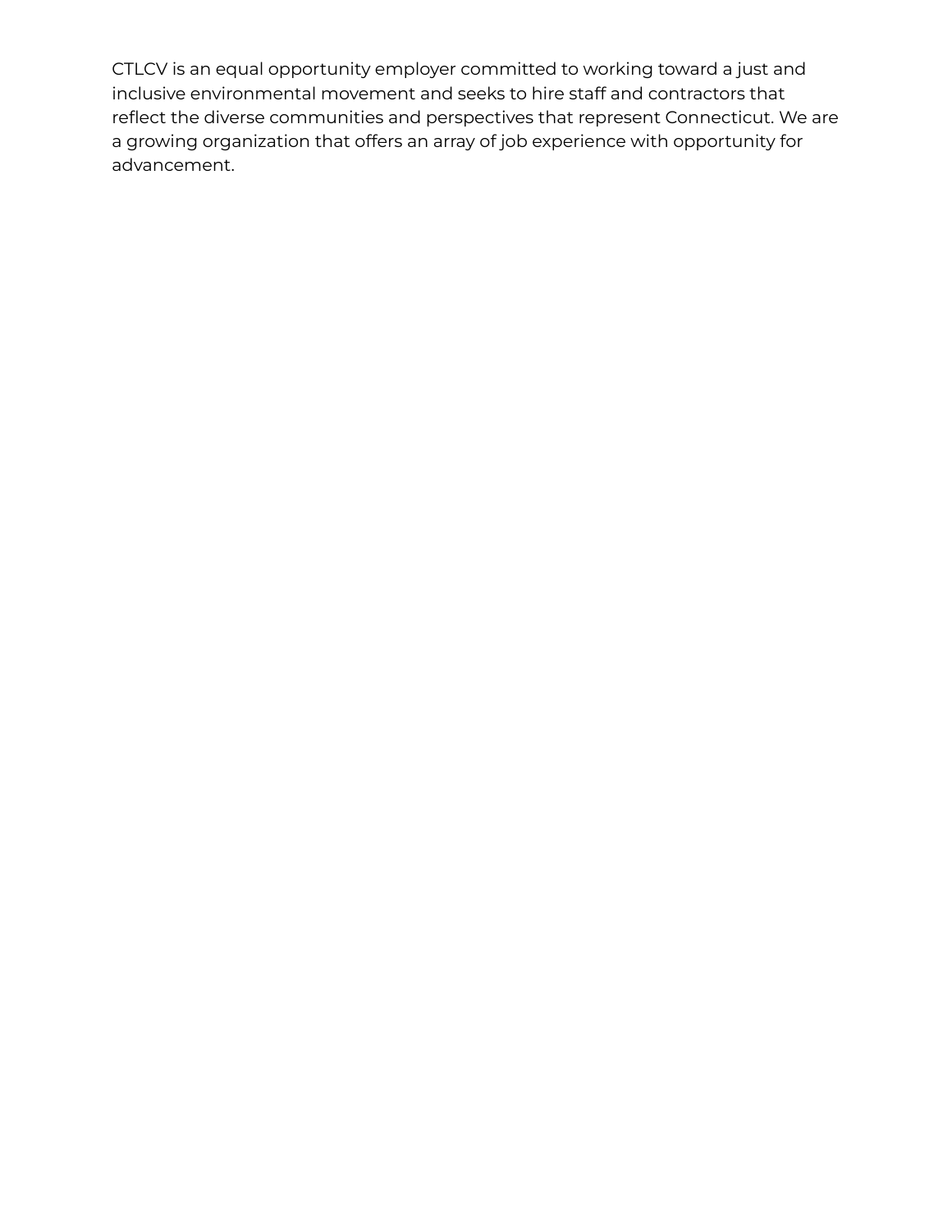CTLCV is an equal opportunity employer committed to working toward a just and inclusive environmental movement and seeks to hire staff and contractors that reflect the diverse communities and perspectives that represent Connecticut. We are a growing organization that offers an array of job experience with opportunity for advancement.